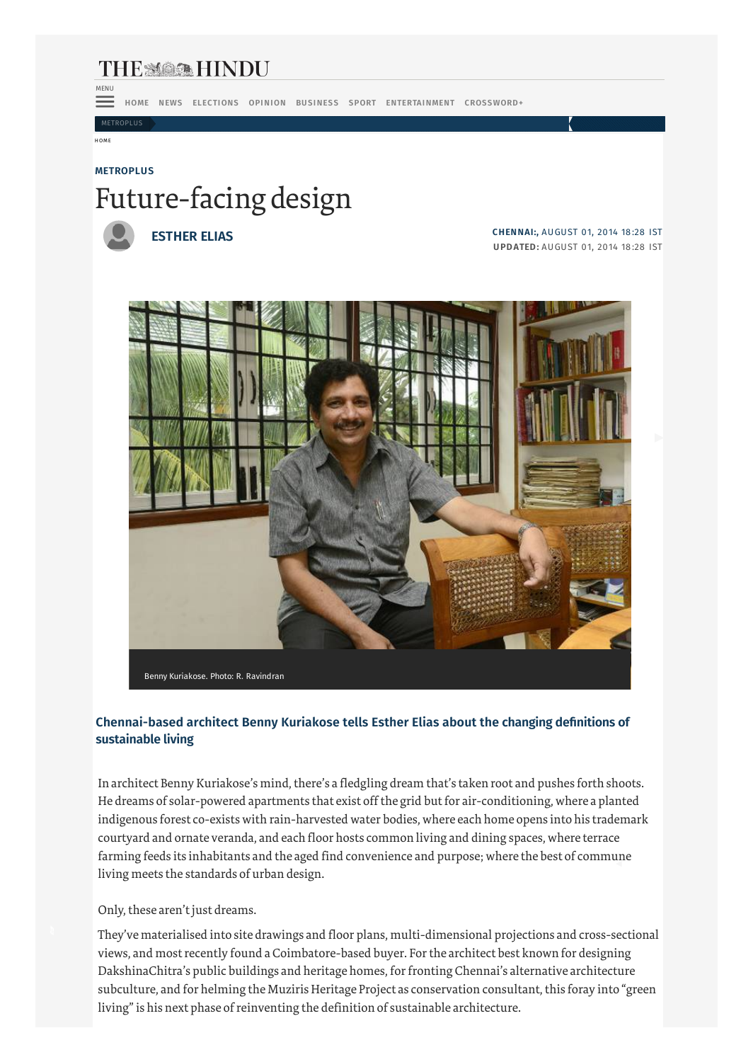METROPLUS

# Future-facing design

**ESTHER ELIAS**

**CHENNAI:**, AUGUST 01, 2014 18:28 IST
**UPDATED:** AUGUST 01, 2014 18:28 IST

Benny Kuriakose. Photo: R. Ravindran

**Chennai-based architect Benny Kuriakose tells Esther Elias about the changing definitions of sustainable living**

In architect Benny Kuriakose's mind, there's a fledgling dream that's taken root and pushes forth shoots. He dreams of solar-powered apartments that exist off the grid but for air-conditioning, where a planted indigenous forest co-exists with rain-harvested water bodies, where each home opens into his trademark courtyard and ornate veranda, and each floor hosts common living and dining spaces, where terrace farming feeds its inhabitants and the aged find convenience and purpose; where the best of commune living meets the standards of urban design.

Only, these aren't just dreams.

They've materialised into site drawings and floor plans, multi-dimensional projections and cross-sectional views, and most recently found a Coimbatore-based buyer. For the architect best known for designing DakshinaChitra's public buildings and heritage homes, for fronting Chennai's alternative architecture subculture, and for helming the Muziris Heritage Project as conservation consultant, this foray into "green living" is his next phase of reinventing the definition of sustainable architecture.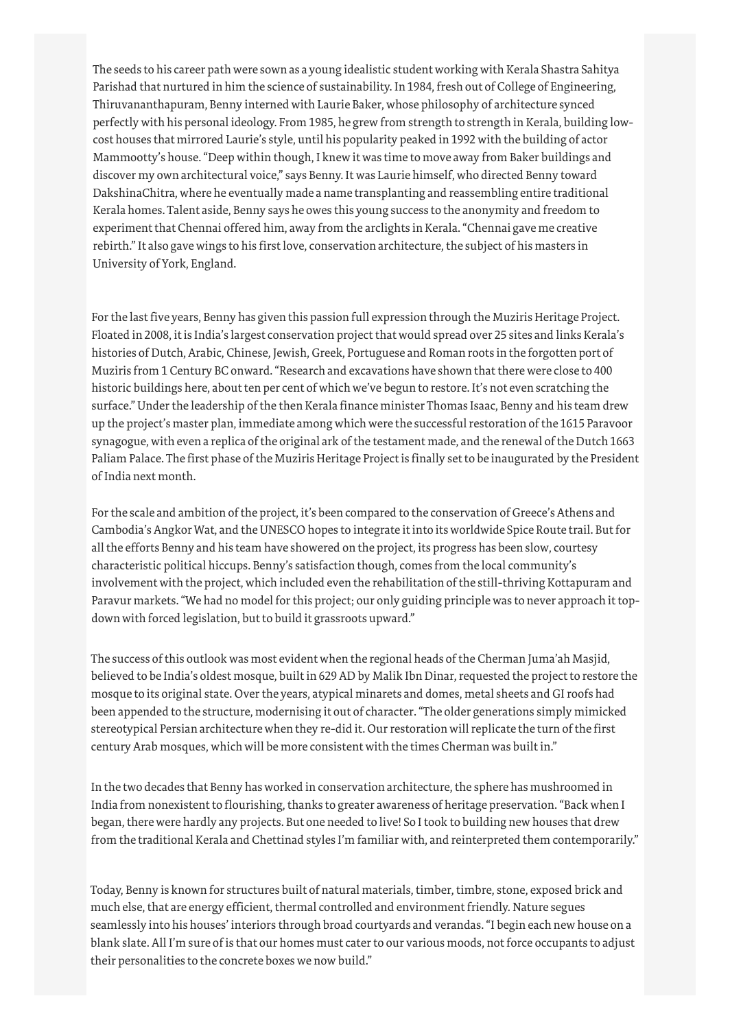The seeds to his career path were sown as a young idealistic student working with Kerala Shastra Sahitya Parishad that nurtured in him the science of sustainability. In 1984, fresh out of College of Engineering, Thiruvananthapuram, Benny interned with Laurie Baker, whose philosophy of architecture synced perfectly with his personal ideology. From 1985, he grew from strength to strength in Kerala, building low-cost houses that mirrored Laurie's style, until his popularity peaked in 1992 with the building of actor Mammootty's house. "Deep within though, I knew it was time to move away from Baker buildings and discover my own architectural voice," says Benny. It was Laurie himself, who directed Benny toward DakshinaChitra, where he eventually made a name transplanting and reassembling entire traditional Kerala homes. Talent aside, Benny says he owes this young success to the anonymity and freedom to experiment that Chennai offered him, away from the arclights in Kerala. "Chennai gave me creative rebirth." It also gave wings to his first love, conservation architecture, the subject of his masters in University of York, England.

For the last five years, Benny has given this passion full expression through the Muziris Heritage Project. Floated in 2008, it is India's largest conservation project that would spread over 25 sites and links Kerala's histories of Dutch, Arabic, Chinese, Jewish, Greek, Portuguese and Roman roots in the forgotten port of Muziris from 1 Century BC onward. "Research and excavations have shown that there were close to 400 historic buildings here, about ten per cent of which we've begun to restore. It's not even scratching the surface." Under the leadership of the then Kerala finance minister Thomas Isaac, Benny and his team drew up the project's master plan, immediate among which were the successful restoration of the 1615 Paravoor synagogue, with even a replica of the original ark of the testament made, and the renewal of the Dutch 1663 Paliam Palace. The first phase of the Muziris Heritage Project is finally set to be inaugurated by the President of India next month.

For the scale and ambition of the project, it's been compared to the conservation of Greece's Athens and Cambodia's Angkor Wat, and the UNESCO hopes to integrate it into its worldwide Spice Route trail. But for all the efforts Benny and his team have showered on the project, its progress has been slow, courtesy characteristic political hiccups. Benny's satisfaction though, comes from the local community's involvement with the project, which included even the rehabilitation of the still-thriving Kottapuram and Paravur markets. "We had no model for this project; our only guiding principle was to never approach it top-down with forced legislation, but to build it grassroots upward."

The success of this outlook was most evident when the regional heads of the Cherman Juma'ah Masjid, believed to be India's oldest mosque, built in 629 AD by Malik Ibn Dinar, requested the project to restore the mosque to its original state. Over the years, atypical minarets and domes, metal sheets and GI roofs had been appended to the structure, modernising it out of character. "The older generations simply mimicked stereotypical Persian architecture when they re-did it. Our restoration will replicate the turn of the first century Arab mosques, which will be more consistent with the times Cherman was built in."

In the two decades that Benny has worked in conservation architecture, the sphere has mushroomed in India from nonexistent to flourishing, thanks to greater awareness of heritage preservation. "Back when I began, there were hardly any projects. But one needed to live! So I took to building new houses that drew from the traditional Kerala and Chettinad styles I'm familiar with, and reinterpreted them contemporarily."

Today, Benny is known for structures built of natural materials, timber, timbre, stone, exposed brick and much else, that are energy efficient, thermal controlled and environment friendly. Nature segues seamlessly into his houses' interiors through broad courtyards and verandas. "I begin each new house on a blank slate. All I'm sure of is that our homes must cater to our various moods, not force occupants to adjust their personalities to the concrete boxes we now build."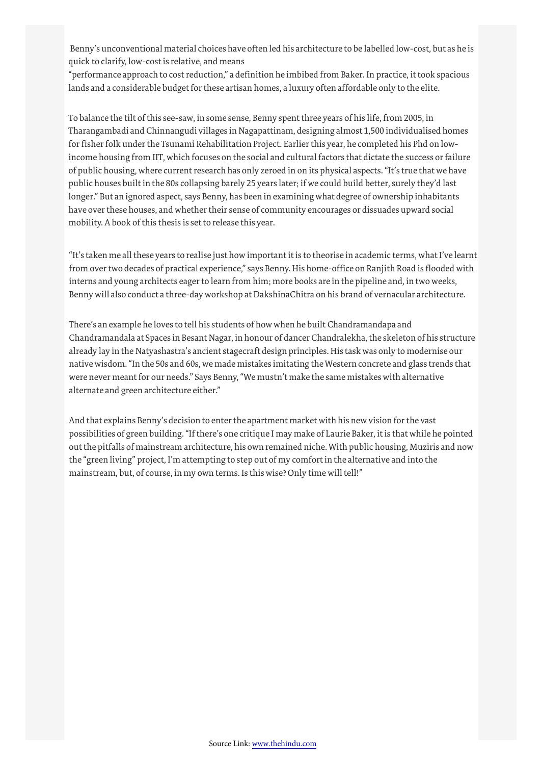Benny's unconventional material choices have often led his architecture to be labelled low-cost, but as he is quick to clarify, low-cost is relative, and means "performance approach to cost reduction," a definition he imbibed from Baker. In practice, it took spacious lands and a considerable budget for these artisan homes, a luxury often affordable only to the elite.

To balance the tilt of this see-saw, in some sense, Benny spent three years of his life, from 2005, in Tharangambadi and Chinnangudi villages in Nagapattinam, designing almost 1,500 individualised homes for fisher folk under the Tsunami Rehabilitation Project. Earlier this year, he completed his Phd on low-income housing from IIT, which focuses on the social and cultural factors that dictate the success or failure of public housing, where current research has only zeroed in on its physical aspects. "It's true that we have public houses built in the 80s collapsing barely 25 years later; if we could build better, surely they'd last longer." But an ignored aspect, says Benny, has been in examining what degree of ownership inhabitants have over these houses, and whether their sense of community encourages or dissuades upward social mobility. A book of this thesis is set to release this year.

"It's taken me all these years to realise just how important it is to theorise in academic terms, what I've learnt from over two decades of practical experience," says Benny. His home-office on Ranjith Road is flooded with interns and young architects eager to learn from him; more books are in the pipeline and, in two weeks, Benny will also conduct a three-day workshop at DakshinaChitra on his brand of vernacular architecture.

There's an example he loves to tell his students of how when he built Chandramandapa and Chandramandala at Spaces in Besant Nagar, in honour of dancer Chandralekha, the skeleton of his structure already lay in the Natyashastra's ancient stagecraft design principles. His task was only to modernise our native wisdom. "In the 50s and 60s, we made mistakes imitating the Western concrete and glass trends that were never meant for our needs." Says Benny, "We mustn't make the same mistakes with alternative alternate and green architecture either."

And that explains Benny's decision to enter the apartment market with his new vision for the vast possibilities of green building. "If there's one critique I may make of Laurie Baker, it is that while he pointed out the pitfalls of mainstream architecture, his own remained niche. With public housing, Muziris and now the "green living" project, I'm attempting to step out of my comfort in the alternative and into the mainstream, but, of course, in my own terms. Is this wise? Only time will tell!"

Source Link: www.thehindu.com